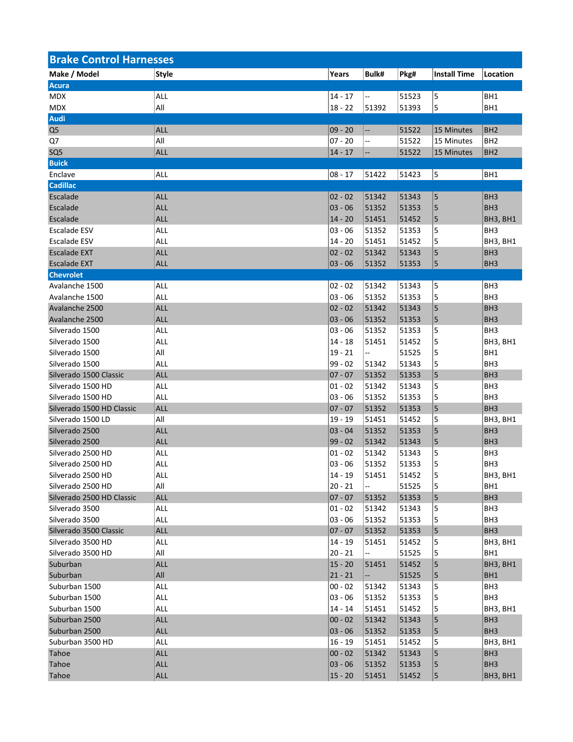## Brake Control Harnesses

| Make / Model | Style | Years | Bulk# | Pkg# | Install Time | Location |
|---|---|---|---|---|---|---|
| **Acura** | | | | | | |
| MDX | ALL | 14 - 17 | -- | 51523 | 5 | BH1 |
| MDX | All | 18 - 22 | 51392 | 51393 | 5 | BH1 |
| **Audi** | | | | | | |
| Q5 | ALL | 09 - 20 | -- | 51522 | 15 Minutes | BH2 |
| Q7 | All | 07 - 20 | -- | 51522 | 15 Minutes | BH2 |
| SQ5 | ALL | 14 - 17 | -- | 51522 | 15 Minutes | BH2 |
| **Buick** | | | | | | |
| Enclave | ALL | 08 - 17 | 51422 | 51423 | 5 | BH1 |
| **Cadillac** | | | | | | |
| Escalade | ALL | 02 - 02 | 51342 | 51343 | 5 | BH3 |
| Escalade | ALL | 03 - 06 | 51352 | 51353 | 5 | BH3 |
| Escalade | ALL | 14 - 20 | 51451 | 51452 | 5 | BH3, BH1 |
| Escalade ESV | ALL | 03 - 06 | 51352 | 51353 | 5 | BH3 |
| Escalade ESV | ALL | 14 - 20 | 51451 | 51452 | 5 | BH3, BH1 |
| Escalade EXT | ALL | 02 - 02 | 51342 | 51343 | 5 | BH3 |
| Escalade EXT | ALL | 03 - 06 | 51352 | 51353 | 5 | BH3 |
| **Chevrolet** | | | | | | |
| Avalanche 1500 | ALL | 02 - 02 | 51342 | 51343 | 5 | BH3 |
| Avalanche 1500 | ALL | 03 - 06 | 51352 | 51353 | 5 | BH3 |
| Avalanche 2500 | ALL | 02 - 02 | 51342 | 51343 | 5 | BH3 |
| Avalanche 2500 | ALL | 03 - 06 | 51352 | 51353 | 5 | BH3 |
| Silverado 1500 | ALL | 03 - 06 | 51352 | 51353 | 5 | BH3 |
| Silverado 1500 | ALL | 14 - 18 | 51451 | 51452 | 5 | BH3, BH1 |
| Silverado 1500 | All | 19 - 21 | -- | 51525 | 5 | BH1 |
| Silverado 1500 | ALL | 99 - 02 | 51342 | 51343 | 5 | BH3 |
| Silverado 1500 Classic | ALL | 07 - 07 | 51352 | 51353 | 5 | BH3 |
| Silverado 1500 HD | ALL | 01 - 02 | 51342 | 51343 | 5 | BH3 |
| Silverado 1500 HD | ALL | 03 - 06 | 51352 | 51353 | 5 | BH3 |
| Silverado 1500 HD Classic | ALL | 07 - 07 | 51352 | 51353 | 5 | BH3 |
| Silverado 1500 LD | All | 19 - 19 | 51451 | 51452 | 5 | BH3, BH1 |
| Silverado 2500 | ALL | 03 - 04 | 51352 | 51353 | 5 | BH3 |
| Silverado 2500 | ALL | 99 - 02 | 51342 | 51343 | 5 | BH3 |
| Silverado 2500 HD | ALL | 01 - 02 | 51342 | 51343 | 5 | BH3 |
| Silverado 2500 HD | ALL | 03 - 06 | 51352 | 51353 | 5 | BH3 |
| Silverado 2500 HD | ALL | 14 - 19 | 51451 | 51452 | 5 | BH3, BH1 |
| Silverado 2500 HD | All | 20 - 21 | -- | 51525 | 5 | BH1 |
| Silverado 2500 HD Classic | ALL | 07 - 07 | 51352 | 51353 | 5 | BH3 |
| Silverado 3500 | ALL | 01 - 02 | 51342 | 51343 | 5 | BH3 |
| Silverado 3500 | ALL | 03 - 06 | 51352 | 51353 | 5 | BH3 |
| Silverado 3500 Classic | ALL | 07 - 07 | 51352 | 51353 | 5 | BH3 |
| Silverado 3500 HD | ALL | 14 - 19 | 51451 | 51452 | 5 | BH3, BH1 |
| Silverado 3500 HD | All | 20 - 21 | -- | 51525 | 5 | BH1 |
| Suburban | ALL | 15 - 20 | 51451 | 51452 | 5 | BH3, BH1 |
| Suburban | All | 21 - 21 | -- | 51525 | 5 | BH1 |
| Suburban 1500 | ALL | 00 - 02 | 51342 | 51343 | 5 | BH3 |
| Suburban 1500 | ALL | 03 - 06 | 51352 | 51353 | 5 | BH3 |
| Suburban 1500 | ALL | 14 - 14 | 51451 | 51452 | 5 | BH3, BH1 |
| Suburban 2500 | ALL | 00 - 02 | 51342 | 51343 | 5 | BH3 |
| Suburban 2500 | ALL | 03 - 06 | 51352 | 51353 | 5 | BH3 |
| Suburban 3500 HD | ALL | 16 - 19 | 51451 | 51452 | 5 | BH3, BH1 |
| Tahoe | ALL | 00 - 02 | 51342 | 51343 | 5 | BH3 |
| Tahoe | ALL | 03 - 06 | 51352 | 51353 | 5 | BH3 |
| Tahoe | ALL | 15 - 20 | 51451 | 51452 | 5 | BH3, BH1 |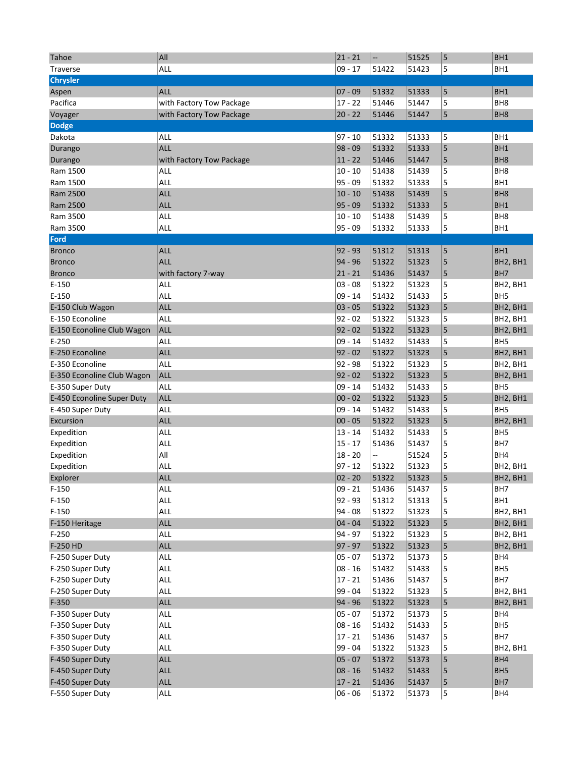| | | | | | | |
|---|---|---|---|---|---|---|
| Tahoe | All | 21 - 21 | -- | 51525 | 5 | BH1 |
| Traverse | ALL | 09 - 17 | 51422 | 51423 | 5 | BH1 |
| **Chrysler** | | | | | | |
| Aspen | ALL | 07 - 09 | 51332 | 51333 | 5 | BH1 |
| Pacifica | with Factory Tow Package | 17 - 22 | 51446 | 51447 | 5 | BH8 |
| Voyager | with Factory Tow Package | 20 - 22 | 51446 | 51447 | 5 | BH8 |
| **Dodge** | | | | | | |
| Dakota | ALL | 97 - 10 | 51332 | 51333 | 5 | BH1 |
| Durango | ALL | 98 - 09 | 51332 | 51333 | 5 | BH1 |
| Durango | with Factory Tow Package | 11 - 22 | 51446 | 51447 | 5 | BH8 |
| Ram 1500 | ALL | 10 - 10 | 51438 | 51439 | 5 | BH8 |
| Ram 1500 | ALL | 95 - 09 | 51332 | 51333 | 5 | BH1 |
| Ram 2500 | ALL | 10 - 10 | 51438 | 51439 | 5 | BH8 |
| Ram 2500 | ALL | 95 - 09 | 51332 | 51333 | 5 | BH1 |
| Ram 3500 | ALL | 10 - 10 | 51438 | 51439 | 5 | BH8 |
| Ram 3500 | ALL | 95 - 09 | 51332 | 51333 | 5 | BH1 |
| **Ford** | | | | | | |
| Bronco | ALL | 92 - 93 | 51312 | 51313 | 5 | BH1 |
| Bronco | ALL | 94 - 96 | 51322 | 51323 | 5 | BH2, BH1 |
| Bronco | with factory 7-way | 21 - 21 | 51436 | 51437 | 5 | BH7 |
| E-150 | ALL | 03 - 08 | 51322 | 51323 | 5 | BH2, BH1 |
| E-150 | ALL | 09 - 14 | 51432 | 51433 | 5 | BH5 |
| E-150 Club Wagon | ALL | 03 - 05 | 51322 | 51323 | 5 | BH2, BH1 |
| E-150 Econoline | ALL | 92 - 02 | 51322 | 51323 | 5 | BH2, BH1 |
| E-150 Econoline Club Wagon | ALL | 92 - 02 | 51322 | 51323 | 5 | BH2, BH1 |
| E-250 | ALL | 09 - 14 | 51432 | 51433 | 5 | BH5 |
| E-250 Econoline | ALL | 92 - 02 | 51322 | 51323 | 5 | BH2, BH1 |
| E-350 Econoline | ALL | 92 - 98 | 51322 | 51323 | 5 | BH2, BH1 |
| E-350 Econoline Club Wagon | ALL | 92 - 02 | 51322 | 51323 | 5 | BH2, BH1 |
| E-350 Super Duty | ALL | 09 - 14 | 51432 | 51433 | 5 | BH5 |
| E-450 Econoline Super Duty | ALL | 00 - 02 | 51322 | 51323 | 5 | BH2, BH1 |
| E-450 Super Duty | ALL | 09 - 14 | 51432 | 51433 | 5 | BH5 |
| Excursion | ALL | 00 - 05 | 51322 | 51323 | 5 | BH2, BH1 |
| Expedition | ALL | 13 - 14 | 51432 | 51433 | 5 | BH5 |
| Expedition | ALL | 15 - 17 | 51436 | 51437 | 5 | BH7 |
| Expedition | All | 18 - 20 | -- | 51524 | 5 | BH4 |
| Expedition | ALL | 97 - 12 | 51322 | 51323 | 5 | BH2, BH1 |
| Explorer | ALL | 02 - 20 | 51322 | 51323 | 5 | BH2, BH1 |
| F-150 | ALL | 09 - 21 | 51436 | 51437 | 5 | BH7 |
| F-150 | ALL | 92 - 93 | 51312 | 51313 | 5 | BH1 |
| F-150 | ALL | 94 - 08 | 51322 | 51323 | 5 | BH2, BH1 |
| F-150 Heritage | ALL | 04 - 04 | 51322 | 51323 | 5 | BH2, BH1 |
| F-250 | ALL | 94 - 97 | 51322 | 51323 | 5 | BH2, BH1 |
| F-250 HD | ALL | 97 - 97 | 51322 | 51323 | 5 | BH2, BH1 |
| F-250 Super Duty | ALL | 05 - 07 | 51372 | 51373 | 5 | BH4 |
| F-250 Super Duty | ALL | 08 - 16 | 51432 | 51433 | 5 | BH5 |
| F-250 Super Duty | ALL | 17 - 21 | 51436 | 51437 | 5 | BH7 |
| F-250 Super Duty | ALL | 99 - 04 | 51322 | 51323 | 5 | BH2, BH1 |
| F-350 | ALL | 94 - 96 | 51322 | 51323 | 5 | BH2, BH1 |
| F-350 Super Duty | ALL | 05 - 07 | 51372 | 51373 | 5 | BH4 |
| F-350 Super Duty | ALL | 08 - 16 | 51432 | 51433 | 5 | BH5 |
| F-350 Super Duty | ALL | 17 - 21 | 51436 | 51437 | 5 | BH7 |
| F-350 Super Duty | ALL | 99 - 04 | 51322 | 51323 | 5 | BH2, BH1 |
| F-450 Super Duty | ALL | 05 - 07 | 51372 | 51373 | 5 | BH4 |
| F-450 Super Duty | ALL | 08 - 16 | 51432 | 51433 | 5 | BH5 |
| F-450 Super Duty | ALL | 17 - 21 | 51436 | 51437 | 5 | BH7 |
| F-550 Super Duty | ALL | 06 - 06 | 51372 | 51373 | 5 | BH4 |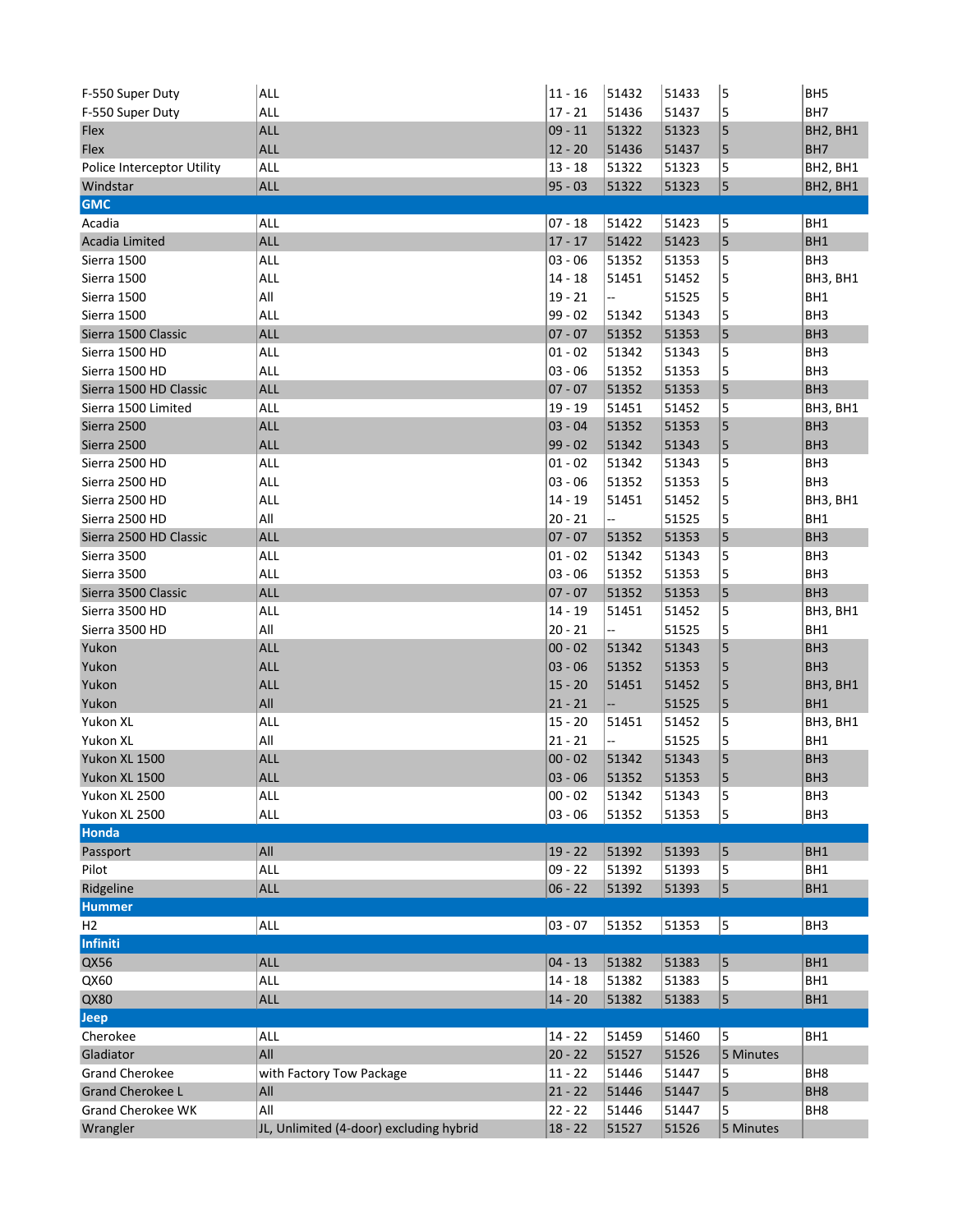| | | | | | | |
|---|---|---|---|---|---|---|
| F-550 Super Duty | ALL | 11 - 16 | 51432 | 51433 | 5 | BH5 |
| F-550 Super Duty | ALL | 17 - 21 | 51436 | 51437 | 5 | BH7 |
| Flex | ALL | 09 - 11 | 51322 | 51323 | 5 | BH2, BH1 |
| Flex | ALL | 12 - 20 | 51436 | 51437 | 5 | BH7 |
| Police Interceptor Utility | ALL | 13 - 18 | 51322 | 51323 | 5 | BH2, BH1 |
| Windstar | ALL | 95 - 03 | 51322 | 51323 | 5 | BH2, BH1 |
| **GMC** | | | | | | |
| Acadia | ALL | 07 - 18 | 51422 | 51423 | 5 | BH1 |
| Acadia Limited | ALL | 17 - 17 | 51422 | 51423 | 5 | BH1 |
| Sierra 1500 | ALL | 03 - 06 | 51352 | 51353 | 5 | BH3 |
| Sierra 1500 | ALL | 14 - 18 | 51451 | 51452 | 5 | BH3, BH1 |
| Sierra 1500 | All | 19 - 21 | -- | 51525 | 5 | BH1 |
| Sierra 1500 | ALL | 99 - 02 | 51342 | 51343 | 5 | BH3 |
| Sierra 1500 Classic | ALL | 07 - 07 | 51352 | 51353 | 5 | BH3 |
| Sierra 1500 HD | ALL | 01 - 02 | 51342 | 51343 | 5 | BH3 |
| Sierra 1500 HD | ALL | 03 - 06 | 51352 | 51353 | 5 | BH3 |
| Sierra 1500 HD Classic | ALL | 07 - 07 | 51352 | 51353 | 5 | BH3 |
| Sierra 1500 Limited | ALL | 19 - 19 | 51451 | 51452 | 5 | BH3, BH1 |
| Sierra 2500 | ALL | 03 - 04 | 51352 | 51353 | 5 | BH3 |
| Sierra 2500 | ALL | 99 - 02 | 51342 | 51343 | 5 | BH3 |
| Sierra 2500 HD | ALL | 01 - 02 | 51342 | 51343 | 5 | BH3 |
| Sierra 2500 HD | ALL | 03 - 06 | 51352 | 51353 | 5 | BH3 |
| Sierra 2500 HD | ALL | 14 - 19 | 51451 | 51452 | 5 | BH3, BH1 |
| Sierra 2500 HD | All | 20 - 21 | -- | 51525 | 5 | BH1 |
| Sierra 2500 HD Classic | ALL | 07 - 07 | 51352 | 51353 | 5 | BH3 |
| Sierra 3500 | ALL | 01 - 02 | 51342 | 51343 | 5 | BH3 |
| Sierra 3500 | ALL | 03 - 06 | 51352 | 51353 | 5 | BH3 |
| Sierra 3500 Classic | ALL | 07 - 07 | 51352 | 51353 | 5 | BH3 |
| Sierra 3500 HD | ALL | 14 - 19 | 51451 | 51452 | 5 | BH3, BH1 |
| Sierra 3500 HD | All | 20 - 21 | -- | 51525 | 5 | BH1 |
| Yukon | ALL | 00 - 02 | 51342 | 51343 | 5 | BH3 |
| Yukon | ALL | 03 - 06 | 51352 | 51353 | 5 | BH3 |
| Yukon | ALL | 15 - 20 | 51451 | 51452 | 5 | BH3, BH1 |
| Yukon | All | 21 - 21 | -- | 51525 | 5 | BH1 |
| Yukon XL | ALL | 15 - 20 | 51451 | 51452 | 5 | BH3, BH1 |
| Yukon XL | All | 21 - 21 | -- | 51525 | 5 | BH1 |
| Yukon XL 1500 | ALL | 00 - 02 | 51342 | 51343 | 5 | BH3 |
| Yukon XL 1500 | ALL | 03 - 06 | 51352 | 51353 | 5 | BH3 |
| Yukon XL 2500 | ALL | 00 - 02 | 51342 | 51343 | 5 | BH3 |
| Yukon XL 2500 | ALL | 03 - 06 | 51352 | 51353 | 5 | BH3 |
| **Honda** | | | | | | |
| Passport | All | 19 - 22 | 51392 | 51393 | 5 | BH1 |
| Pilot | ALL | 09 - 22 | 51392 | 51393 | 5 | BH1 |
| Ridgeline | ALL | 06 - 22 | 51392 | 51393 | 5 | BH1 |
| **Hummer** | | | | | | |
| H2 | ALL | 03 - 07 | 51352 | 51353 | 5 | BH3 |
| **Infiniti** | | | | | | |
| QX56 | ALL | 04 - 13 | 51382 | 51383 | 5 | BH1 |
| QX60 | ALL | 14 - 18 | 51382 | 51383 | 5 | BH1 |
| QX80 | ALL | 14 - 20 | 51382 | 51383 | 5 | BH1 |
| **Jeep** | | | | | | |
| Cherokee | ALL | 14 - 22 | 51459 | 51460 | 5 | BH1 |
| Gladiator | All | 20 - 22 | 51527 | 51526 | 5 Minutes | |
| Grand Cherokee | with Factory Tow Package | 11 - 22 | 51446 | 51447 | 5 | BH8 |
| Grand Cherokee L | All | 21 - 22 | 51446 | 51447 | 5 | BH8 |
| Grand Cherokee WK | All | 22 - 22 | 51446 | 51447 | 5 | BH8 |
| Wrangler | JL, Unlimited (4-door) excluding hybrid | 18 - 22 | 51527 | 51526 | 5 Minutes | |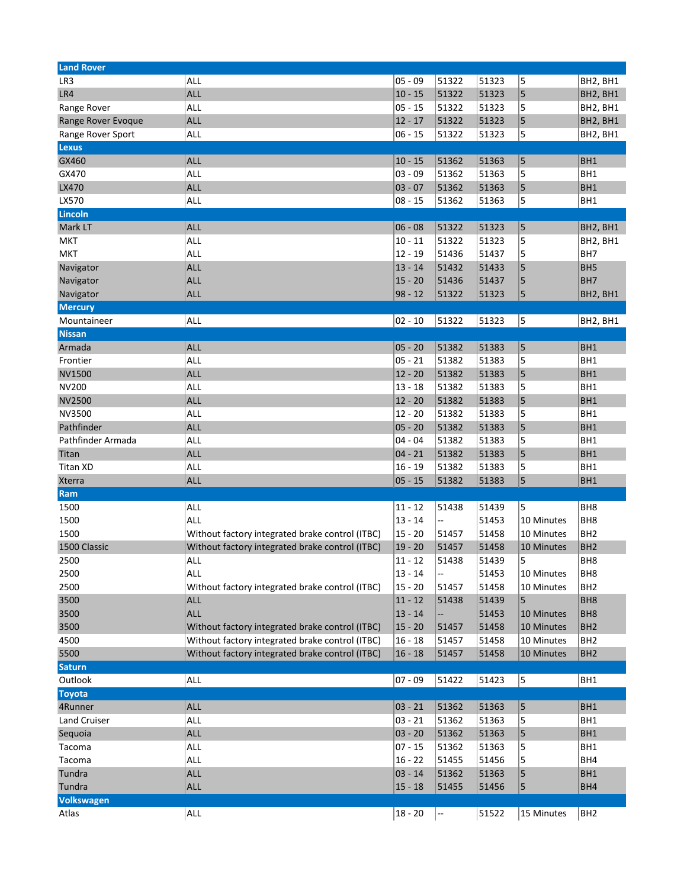| | | | | | | |
|---|---|---|---|---|---|---|
| **Land Rover** | | | | | | |
| LR3 | ALL | 05 - 09 | 51322 | 51323 | 5 | BH2, BH1 |
| LR4 | ALL | 10 - 15 | 51322 | 51323 | 5 | BH2, BH1 |
| Range Rover | ALL | 05 - 15 | 51322 | 51323 | 5 | BH2, BH1 |
| Range Rover Evoque | ALL | 12 - 17 | 51322 | 51323 | 5 | BH2, BH1 |
| Range Rover Sport | ALL | 06 - 15 | 51322 | 51323 | 5 | BH2, BH1 |
| **Lexus** | | | | | | |
| GX460 | ALL | 10 - 15 | 51362 | 51363 | 5 | BH1 |
| GX470 | ALL | 03 - 09 | 51362 | 51363 | 5 | BH1 |
| LX470 | ALL | 03 - 07 | 51362 | 51363 | 5 | BH1 |
| LX570 | ALL | 08 - 15 | 51362 | 51363 | 5 | BH1 |
| **Lincoln** | | | | | | |
| Mark LT | ALL | 06 - 08 | 51322 | 51323 | 5 | BH2, BH1 |
| MKT | ALL | 10 - 11 | 51322 | 51323 | 5 | BH2, BH1 |
| MKT | ALL | 12 - 19 | 51436 | 51437 | 5 | BH7 |
| Navigator | ALL | 13 - 14 | 51432 | 51433 | 5 | BH5 |
| Navigator | ALL | 15 - 20 | 51436 | 51437 | 5 | BH7 |
| Navigator | ALL | 98 - 12 | 51322 | 51323 | 5 | BH2, BH1 |
| **Mercury** | | | | | | |
| Mountaineer | ALL | 02 - 10 | 51322 | 51323 | 5 | BH2, BH1 |
| **Nissan** | | | | | | |
| Armada | ALL | 05 - 20 | 51382 | 51383 | 5 | BH1 |
| Frontier | ALL | 05 - 21 | 51382 | 51383 | 5 | BH1 |
| NV1500 | ALL | 12 - 20 | 51382 | 51383 | 5 | BH1 |
| NV200 | ALL | 13 - 18 | 51382 | 51383 | 5 | BH1 |
| NV2500 | ALL | 12 - 20 | 51382 | 51383 | 5 | BH1 |
| NV3500 | ALL | 12 - 20 | 51382 | 51383 | 5 | BH1 |
| Pathfinder | ALL | 05 - 20 | 51382 | 51383 | 5 | BH1 |
| Pathfinder Armada | ALL | 04 - 04 | 51382 | 51383 | 5 | BH1 |
| Titan | ALL | 04 - 21 | 51382 | 51383 | 5 | BH1 |
| Titan XD | ALL | 16 - 19 | 51382 | 51383 | 5 | BH1 |
| Xterra | ALL | 05 - 15 | 51382 | 51383 | 5 | BH1 |
| **Ram** | | | | | | |
| 1500 | ALL | 11 - 12 | 51438 | 51439 | 5 | BH8 |
| 1500 | ALL | 13 - 14 | -- | 51453 | 10 Minutes | BH8 |
| 1500 | Without factory integrated brake control (ITBC) | 15 - 20 | 51457 | 51458 | 10 Minutes | BH2 |
| 1500 Classic | Without factory integrated brake control (ITBC) | 19 - 20 | 51457 | 51458 | 10 Minutes | BH2 |
| 2500 | ALL | 11 - 12 | 51438 | 51439 | 5 | BH8 |
| 2500 | ALL | 13 - 14 | -- | 51453 | 10 Minutes | BH8 |
| 2500 | Without factory integrated brake control (ITBC) | 15 - 20 | 51457 | 51458 | 10 Minutes | BH2 |
| 3500 | ALL | 11 - 12 | 51438 | 51439 | 5 | BH8 |
| 3500 | ALL | 13 - 14 | -- | 51453 | 10 Minutes | BH8 |
| 3500 | Without factory integrated brake control (ITBC) | 15 - 20 | 51457 | 51458 | 10 Minutes | BH2 |
| 4500 | Without factory integrated brake control (ITBC) | 16 - 18 | 51457 | 51458 | 10 Minutes | BH2 |
| 5500 | Without factory integrated brake control (ITBC) | 16 - 18 | 51457 | 51458 | 10 Minutes | BH2 |
| **Saturn** | | | | | | |
| Outlook | ALL | 07 - 09 | 51422 | 51423 | 5 | BH1 |
| **Toyota** | | | | | | |
| 4Runner | ALL | 03 - 21 | 51362 | 51363 | 5 | BH1 |
| Land Cruiser | ALL | 03 - 21 | 51362 | 51363 | 5 | BH1 |
| Sequoia | ALL | 03 - 20 | 51362 | 51363 | 5 | BH1 |
| Tacoma | ALL | 07 - 15 | 51362 | 51363 | 5 | BH1 |
| Tacoma | ALL | 16 - 22 | 51455 | 51456 | 5 | BH4 |
| Tundra | ALL | 03 - 14 | 51362 | 51363 | 5 | BH1 |
| Tundra | ALL | 15 - 18 | 51455 | 51456 | 5 | BH4 |
| **Volkswagen** | | | | | | |
| Atlas | ALL | 18 - 20 | -- | 51522 | 15 Minutes | BH2 |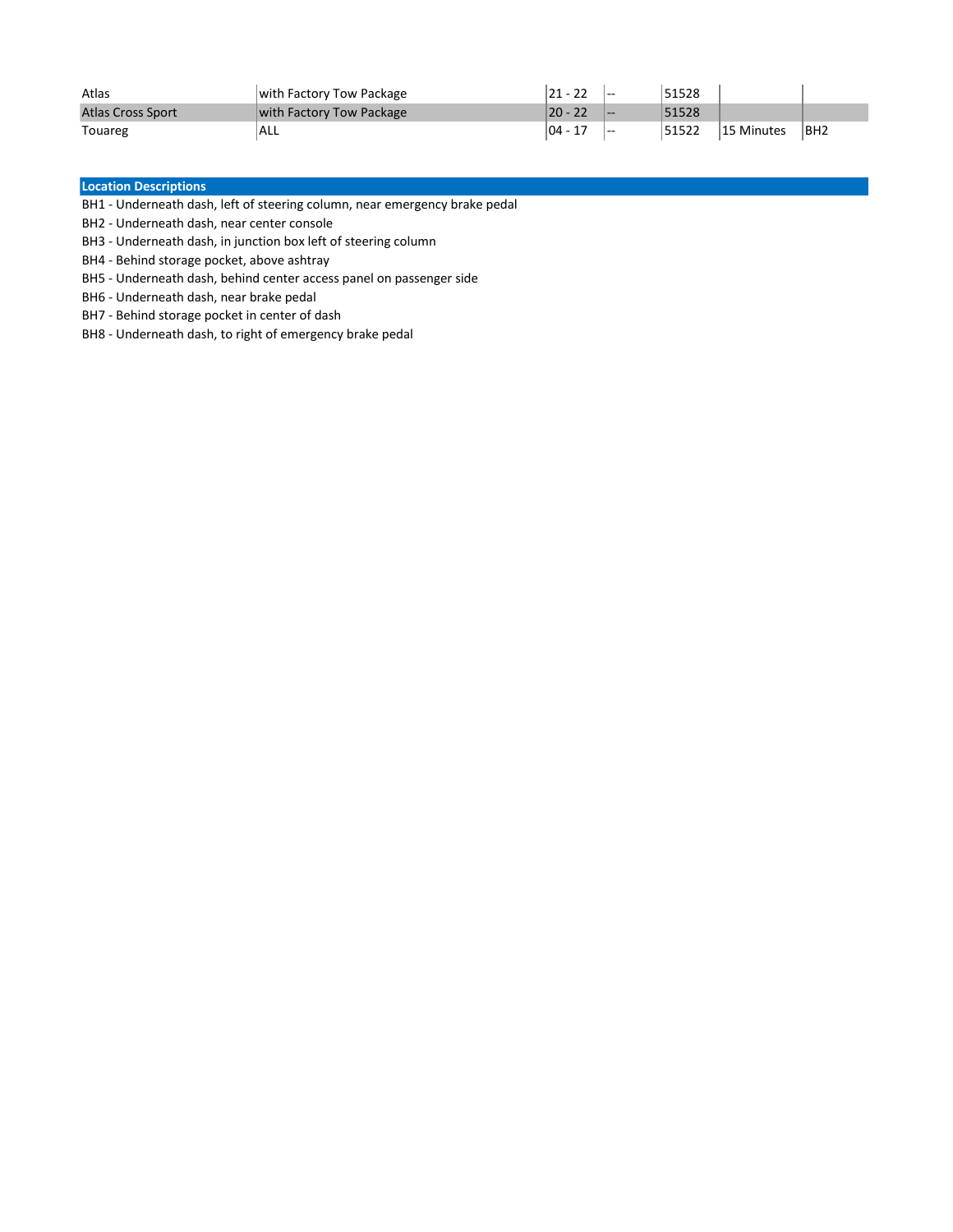| | | | | | | |
|---|---|---|---|---|---|---|
| Atlas | with Factory Tow Package | 21 - 22 | -- | 51528 | | |
| Atlas Cross Sport | with Factory Tow Package | 20 - 22 | -- | 51528 | | |
| Touareg | ALL | 04 - 17 | -- | 51522 | 15 Minutes | BH2 |

**Location Descriptions**

BH1 - Underneath dash, left of steering column, near emergency brake pedal

BH2 - Underneath dash, near center console

BH3 - Underneath dash, in junction box left of steering column

BH4 - Behind storage pocket, above ashtray

BH5 - Underneath dash, behind center access panel on passenger side

BH6 - Underneath dash, near brake pedal

BH7 - Behind storage pocket in center of dash

BH8 - Underneath dash, to right of emergency brake pedal